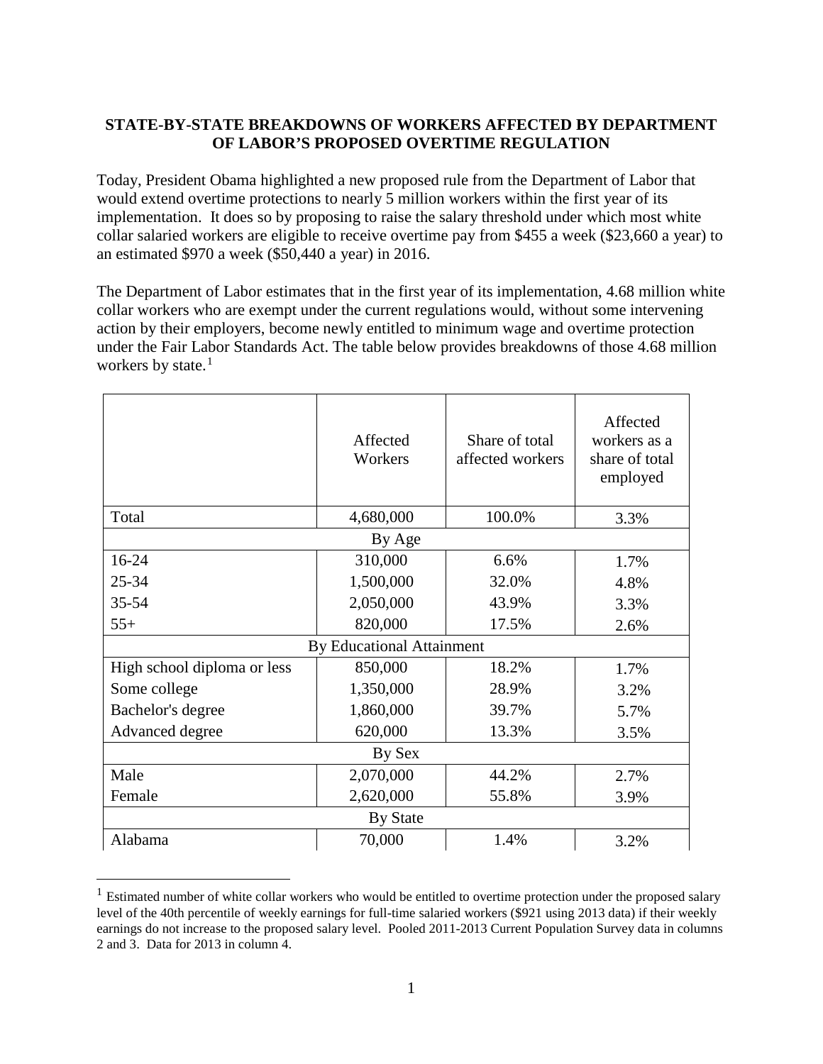**STATE-BY-STATE BREAKDOWNS OF WORKERS AFFECTED BY DEPARTMENT OF LABOR'S PROPOSED OVERTIME REGULATION**

Today, President Obama highlighted a new proposed rule from the Department of Labor that would extend overtime protections to nearly 5 million workers within the first year of its implementation. It does so by proposing to raise the salary threshold under which most white collar salaried workers are eligible to receive overtime pay from $455 a week ($23,660 a year) to an estimated $970 a week ($50,440 a year) in 2016.

The Department of Labor estimates that in the first year of its implementation, 4.68 million white collar workers who are exempt under the current regulations would, without some intervening action by their employers, become newly entitled to minimum wage and overtime protection under the Fair Labor Standards Act. The table below provides breakdowns of those 4.68 million workers by state.[1]

| | Affected Workers | Share of total affected workers | Affected workers as a share of total employed |
|---|---|---|---|
| Total | 4,680,000 | 100.0% | 3.3% |
| By Age | | | |
| 16-24 | 310,000 | 6.6% | 1.7% |
| 25-34 | 1,500,000 | 32.0% | 4.8% |
| 35-54 | 2,050,000 | 43.9% | 3.3% |
| 55+ | 820,000 | 17.5% | 2.6% |
| By Educational Attainment | | | |
| High school diploma or less | 850,000 | 18.2% | 1.7% |
| Some college | 1,350,000 | 28.9% | 3.2% |
| Bachelor's degree | 1,860,000 | 39.7% | 5.7% |
| Advanced degree | 620,000 | 13.3% | 3.5% |
| By Sex | | | |
| Male | 2,070,000 | 44.2% | 2.7% |
| Female | 2,620,000 | 55.8% | 3.9% |
| By State | | | |
| Alabama | 70,000 | 1.4% | 3.2% |

[1] Estimated number of white collar workers who would be entitled to overtime protection under the proposed salary level of the 40th percentile of weekly earnings for full-time salaried workers ($921 using 2013 data) if their weekly earnings do not increase to the proposed salary level. Pooled 2011-2013 Current Population Survey data in columns 2 and 3. Data for 2013 in column 4.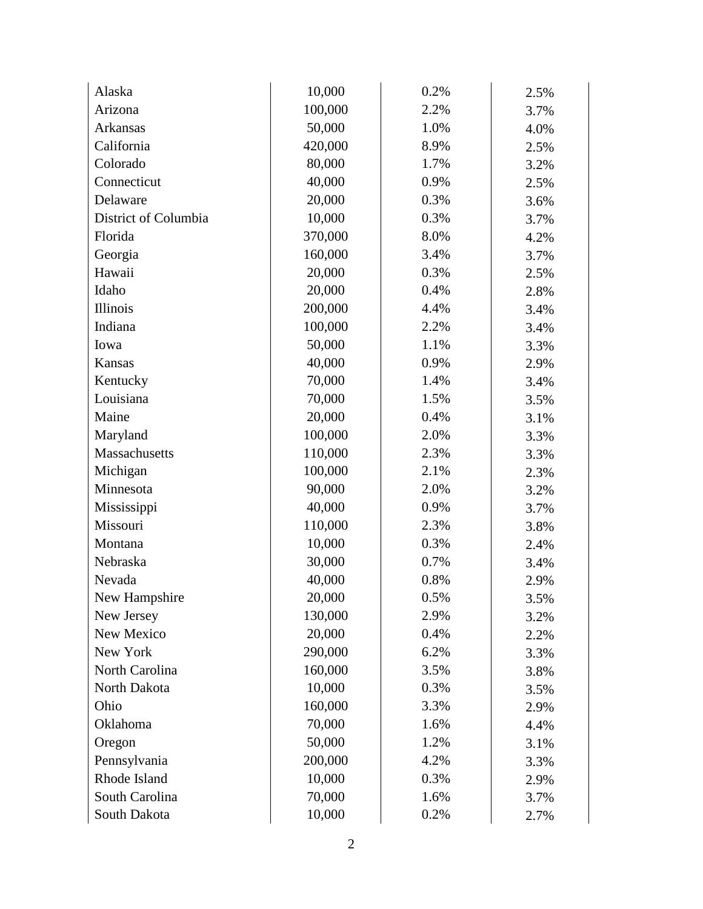| | | | |
|---|---|---|---|
| Alaska | 10,000 | 0.2% | 2.5% |
| Arizona | 100,000 | 2.2% | 3.7% |
| Arkansas | 50,000 | 1.0% | 4.0% |
| California | 420,000 | 8.9% | 2.5% |
| Colorado | 80,000 | 1.7% | 3.2% |
| Connecticut | 40,000 | 0.9% | 2.5% |
| Delaware | 20,000 | 0.3% | 3.6% |
| District of Columbia | 10,000 | 0.3% | 3.7% |
| Florida | 370,000 | 8.0% | 4.2% |
| Georgia | 160,000 | 3.4% | 3.7% |
| Hawaii | 20,000 | 0.3% | 2.5% |
| Idaho | 20,000 | 0.4% | 2.8% |
| Illinois | 200,000 | 4.4% | 3.4% |
| Indiana | 100,000 | 2.2% | 3.4% |
| Iowa | 50,000 | 1.1% | 3.3% |
| Kansas | 40,000 | 0.9% | 2.9% |
| Kentucky | 70,000 | 1.4% | 3.4% |
| Louisiana | 70,000 | 1.5% | 3.5% |
| Maine | 20,000 | 0.4% | 3.1% |
| Maryland | 100,000 | 2.0% | 3.3% |
| Massachusetts | 110,000 | 2.3% | 3.3% |
| Michigan | 100,000 | 2.1% | 2.3% |
| Minnesota | 90,000 | 2.0% | 3.2% |
| Mississippi | 40,000 | 0.9% | 3.7% |
| Missouri | 110,000 | 2.3% | 3.8% |
| Montana | 10,000 | 0.3% | 2.4% |
| Nebraska | 30,000 | 0.7% | 3.4% |
| Nevada | 40,000 | 0.8% | 2.9% |
| New Hampshire | 20,000 | 0.5% | 3.5% |
| New Jersey | 130,000 | 2.9% | 3.2% |
| New Mexico | 20,000 | 0.4% | 2.2% |
| New York | 290,000 | 6.2% | 3.3% |
| North Carolina | 160,000 | 3.5% | 3.8% |
| North Dakota | 10,000 | 0.3% | 3.5% |
| Ohio | 160,000 | 3.3% | 2.9% |
| Oklahoma | 70,000 | 1.6% | 4.4% |
| Oregon | 50,000 | 1.2% | 3.1% |
| Pennsylvania | 200,000 | 4.2% | 3.3% |
| Rhode Island | 10,000 | 0.3% | 2.9% |
| South Carolina | 70,000 | 1.6% | 3.7% |
| South Dakota | 10,000 | 0.2% | 2.7% |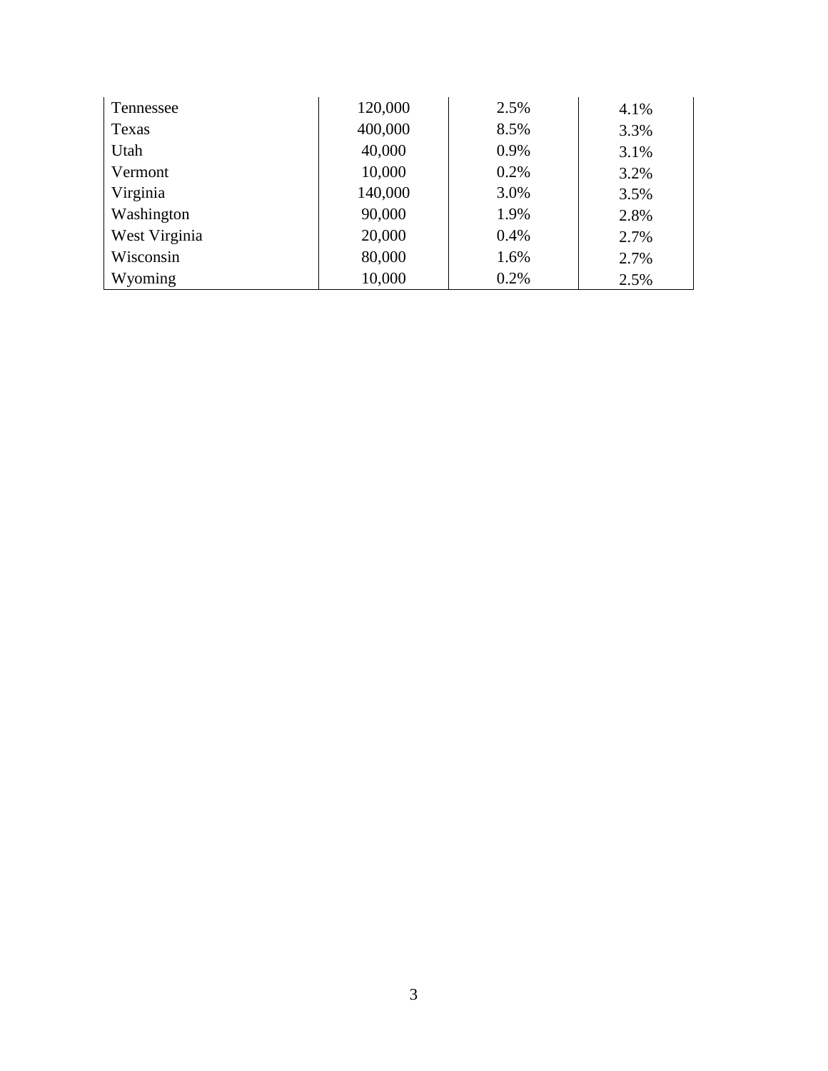| | | | |
|---|---|---|---|
| Tennessee | 120,000 | 2.5% | 4.1% |
| Texas | 400,000 | 8.5% | 3.3% |
| Utah | 40,000 | 0.9% | 3.1% |
| Vermont | 10,000 | 0.2% | 3.2% |
| Virginia | 140,000 | 3.0% | 3.5% |
| Washington | 90,000 | 1.9% | 2.8% |
| West Virginia | 20,000 | 0.4% | 2.7% |
| Wisconsin | 80,000 | 1.6% | 2.7% |
| Wyoming | 10,000 | 0.2% | 2.5% |